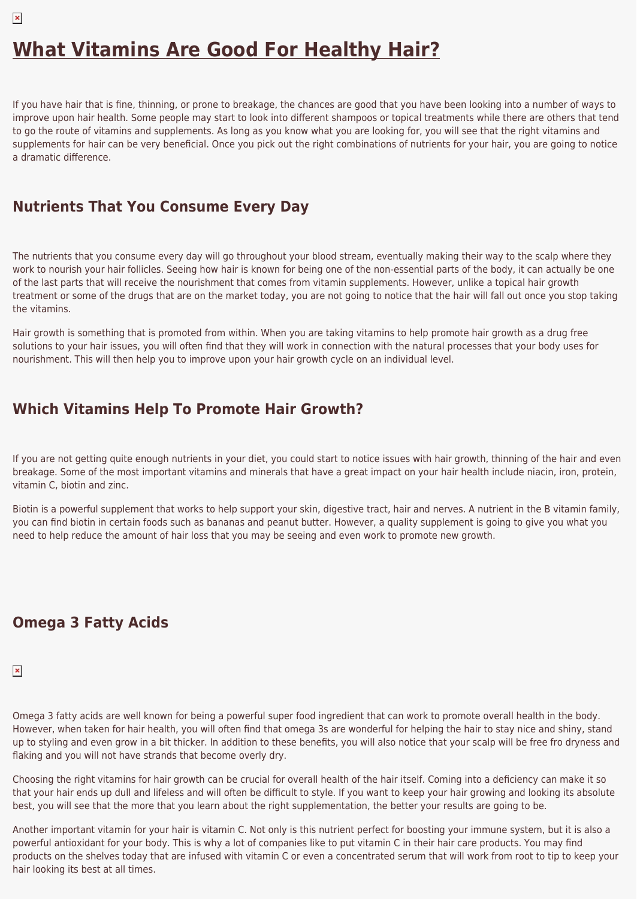# What Vitamins Are Good For Healthy Hair?

If you have hair that is fine, thinning, or prone to breakage, the chances are good that you have been looking into a number of ways to improve upon hair health. Some people may start to look into different shampoos or topical treatments while there are others that tend to go the route of vitamins and supplements. As long as you know what you are looking for, you will see that the right vitamins and supplements for hair can be very beneficial. Once you pick out the right combinations of nutrients for your hair, you are going to notice a dramatic difference.

## Nutrients That You Consume Every Day

The nutrients that you consume every day will go throughout your blood stream, eventually making their way to the scalp where they work to nourish your hair follicles. Seeing how hair is known for being one of the non-essential parts of the body, it can actually be one of the last parts that will receive the nourishment that comes from vitamin supplements. However, unlike a topical hair growth treatment or some of the drugs that are on the market today, you are not going to notice that the hair will fall out once you stop taking the vitamins.

Hair growth is something that is promoted from within. When you are taking vitamins to help promote hair growth as a drug free solutions to your hair issues, you will often find that they will work in connection with the natural processes that your body uses for nourishment. This will then help you to improve upon your hair growth cycle on an individual level.

## Which Vitamins Help To Promote Hair Growth?

If you are not getting quite enough nutrients in your diet, you could start to notice issues with hair growth, thinning of the hair and even breakage. Some of the most important vitamins and minerals that have a great impact on your hair health include niacin, iron, protein, vitamin C, biotin and zinc.

Biotin is a powerful supplement that works to help support your skin, digestive tract, hair and nerves. A nutrient in the B vitamin family, you can find biotin in certain foods such as bananas and peanut butter. However, a quality supplement is going to give you what you need to help reduce the amount of hair loss that you may be seeing and even work to promote new growth.

## Omega 3 Fatty Acids

Omega 3 fatty acids are well known for being a powerful super food ingredient that can work to promote overall health in the body. However, when taken for hair health, you will often find that omega 3s are wonderful for helping the hair to stay nice and shiny, stand up to styling and even grow in a bit thicker. In addition to these benefits, you will also notice that your scalp will be free fro dryness and flaking and you will not have strands that become overly dry.

Choosing the right vitamins for hair growth can be crucial for overall health of the hair itself. Coming into a deficiency can make it so that your hair ends up dull and lifeless and will often be difficult to style. If you want to keep your hair growing and looking its absolute best, you will see that the more that you learn about the right supplementation, the better your results are going to be.

Another important vitamin for your hair is vitamin C. Not only is this nutrient perfect for boosting your immune system, but it is also a powerful antioxidant for your body. This is why a lot of companies like to put vitamin C in their hair care products. You may find products on the shelves today that are infused with vitamin C or even a concentrated serum that will work from root to tip to keep your hair looking its best at all times.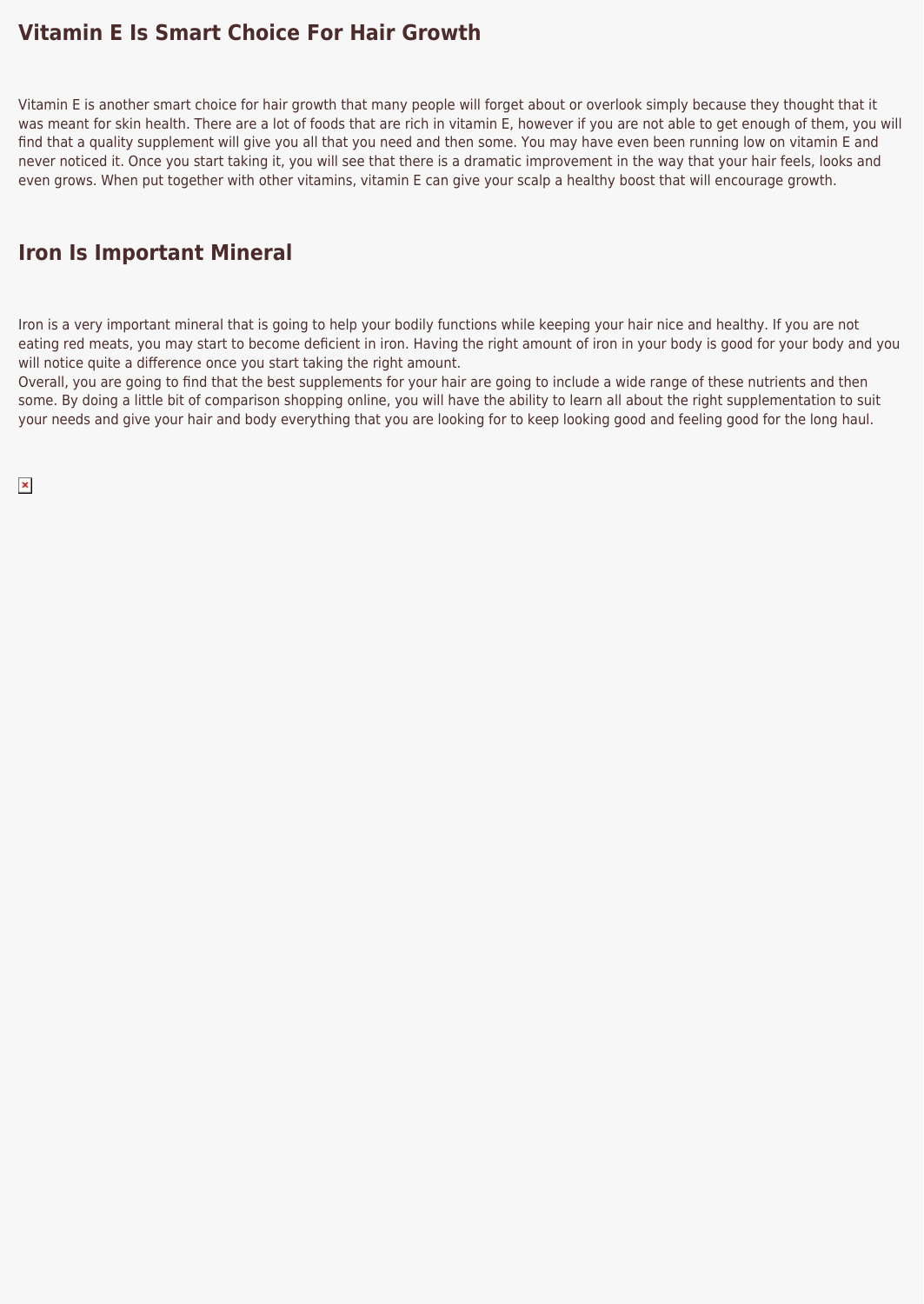## Vitamin E Is Smart Choice For Hair Growth

Vitamin E is another smart choice for hair growth that many people will forget about or overlook simply because they thought that it was meant for skin health. There are a lot of foods that are rich in vitamin E, however if you are not able to get enough of them, you will find that a quality supplement will give you all that you need and then some. You may have even been running low on vitamin E and never noticed it. Once you start taking it, you will see that there is a dramatic improvement in the way that your hair feels, looks and even grows. When put together with other vitamins, vitamin E can give your scalp a healthy boost that will encourage growth.

## Iron Is Important Mineral

Iron is a very important mineral that is going to help your bodily functions while keeping your hair nice and healthy. If you are not eating red meats, you may start to become deficient in iron. Having the right amount of iron in your body is good for your body and you will notice quite a difference once you start taking the right amount.

Overall, you are going to find that the best supplements for your hair are going to include a wide range of these nutrients and then some. By doing a little bit of comparison shopping online, you will have the ability to learn all about the right supplementation to suit your needs and give your hair and body everything that you are looking for to keep looking good and feeling good for the long haul.